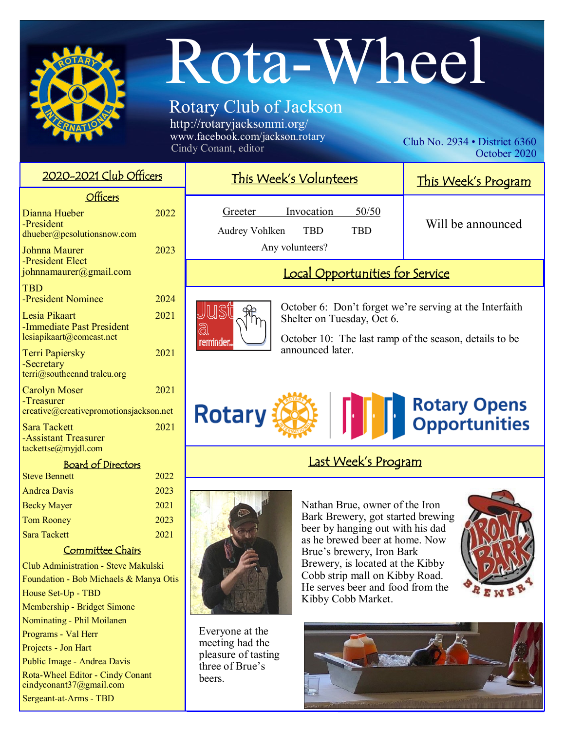# Rota-Wheel

## Rotary Club of Jackson

http://rotaryjacksonmi.org/
www.facebook.com/jackson.rotary
Cindy Conant, editor

Club No. 2934 • District 6360
October 2020

## 2020-2021 Club Officers

### Officers

| Name | Term |
|---|---|
| Dianna Hueber<br>-President<br>dhueber@pcsolutionsnow.com | 2022 |
| Johnna Maurer<br>-President Elect<br>johnnamaurer@gmail.com | 2023 |
| TBD<br>-President Nominee | 2024 |
| Lesia Pikaart<br>-Immediate Past President<br>lesiapikaart@comcast.net | 2021 |
| Terri Papiersky<br>-Secretary<br>terri@southcennd tralcu.org | 2021 |
| Carolyn Moser<br>-Treasurer<br>creative@creativepromotionsjackson.net | 2021 |
| Sara Tackett<br>-Assistant Treasurer<br>tackettse@myjdl.com | 2021 |

### Board of Directors

| Name | Term |
|---|---|
| Steve Bennett | 2022 |
| Andrea Davis | 2023 |
| Becky Mayer | 2021 |
| Tom Rooney | 2023 |
| Sara Tackett | 2021 |

### Committee Chairs

- Club Administration - Steve Makulski
- Foundation - Bob Michaels & Manya Otis
- House Set-Up - TBD
- Membership - Bridget Simone
- Nominating - Phil Moilanen
- Programs - Val Herr
- Projects - Jon Hart
- Public Image - Andrea Davis
- Rota-Wheel Editor - Cindy Conant cindyconant37@gmail.com
- Sergeant-at-Arms - TBD

## This Week's Volunteers

| Greeter | Invocation | 50/50 |
|---|---|---|
| Audrey Vohlken | TBD | TBD |

Any volunteers?

## This Week's Program

Will be announced

## Local Opportunities for Service

October 6: Don't forget we're serving at the Interfaith Shelter on Tuesday, Oct 6.

October 10: The last ramp of the season, details to be announced later.

Rotary Opens Opportunities

## Last Week's Program

Nathan Brue, owner of the Iron Bark Brewery, got started brewing beer by hanging out with his dad as he brewed beer at home. Now Brue's brewery, Iron Bark Brewery, is located at the Kibby Cobb strip mall on Kibby Road. He serves beer and food from the Kibby Cobb Market.

Everyone at the meeting had the pleasure of tasting three of Brue's beers.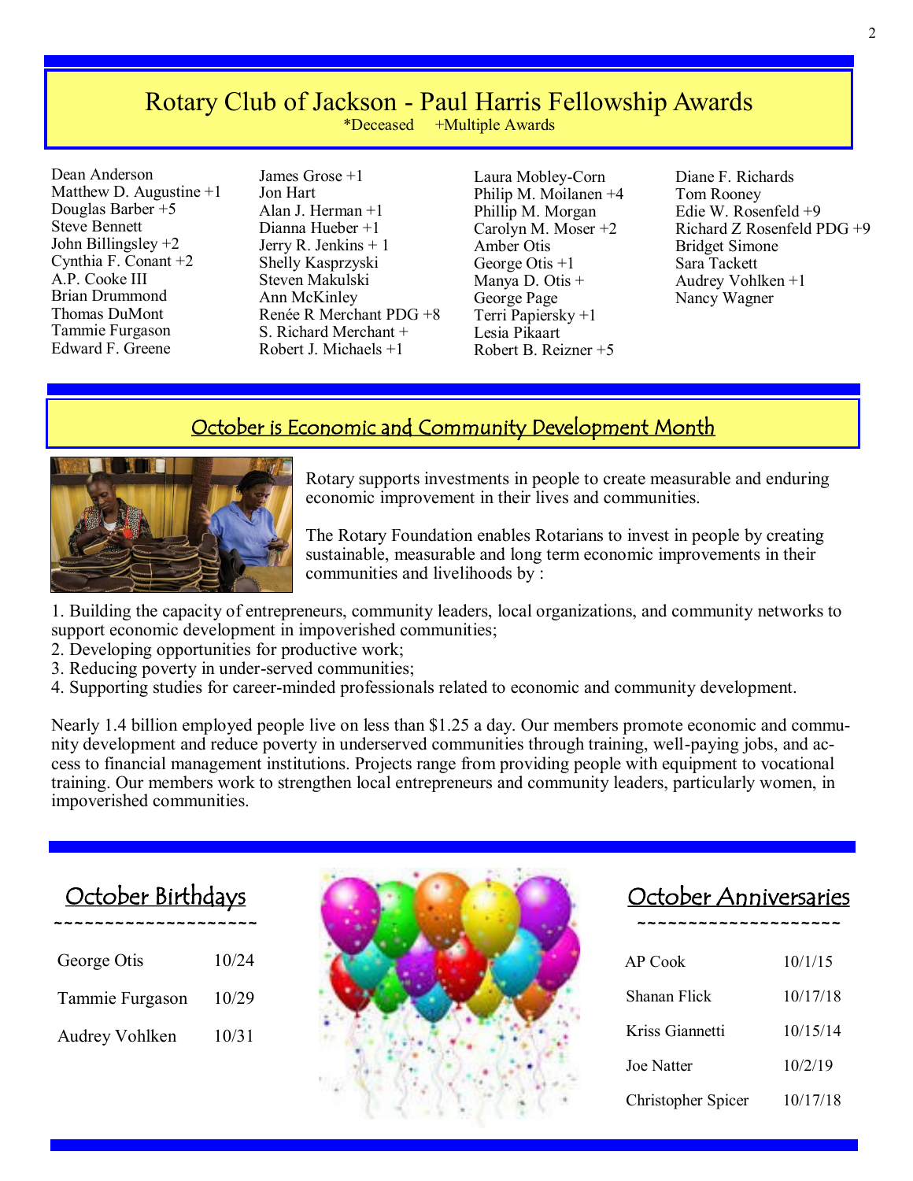# Rotary Club of Jackson - Paul Harris Fellowship Awards

*Deceased +Multiple Awards

Dean Anderson
Matthew D. Augustine +1
Douglas Barber +5
Steve Bennett
John Billingsley +2
Cynthia F. Conant +2
A.P. Cooke III
Brian Drummond
Thomas DuMont
Tammie Furgason
Edward F. Greene
James Grose +1
Jon Hart
Alan J. Herman +1
Dianna Hueber +1
Jerry R. Jenkins + 1
Shelly Kasprzyski
Steven Makulski
Ann McKinley
Renée R Merchant PDG +8
S. Richard Merchant +
Robert J. Michaels +1
Laura Mobley-Corn
Philip M. Moilanen +4
Phillip M. Morgan
Carolyn M. Moser +2
Amber Otis
George Otis +1
Manya D. Otis +
George Page
Terri Papiersky +1
Lesia Pikaart
Robert B. Reizner +5
Diane F. Richards
Tom Rooney
Edie W. Rosenfeld +9
Richard Z Rosenfeld PDG +9
Bridget Simone
Sara Tackett
Audrey Vohlken +1
Nancy Wagner

## October is Economic and Community Development Month

Rotary supports investments in people to create measurable and enduring economic improvement in their lives and communities.

The Rotary Foundation enables Rotarians to invest in people by creating sustainable, measurable and long term economic improvements in their communities and livelihoods by :

1. Building the capacity of entrepreneurs, community leaders, local organizations, and community networks to support economic development in impoverished communities;
2. Developing opportunities for productive work;
3. Reducing poverty in under-served communities;
4. Supporting studies for career-minded professionals related to economic and community development.

Nearly 1.4 billion employed people live on less than $1.25 a day. Our members promote economic and community development and reduce poverty in underserved communities through training, well-paying jobs, and access to financial management institutions. Projects range from providing people with equipment to vocational training. Our members work to strengthen local entrepreneurs and community leaders, particularly women, in impoverished communities.

## October Birthdays

| | |
|---|---|
| George Otis | 10/24 |
| Tammie Furgason | 10/29 |
| Audrey Vohlken | 10/31 |

## October Anniversaries

| | |
|---|---|
| AP Cook | 10/1/15 |
| Shanan Flick | 10/17/18 |
| Kriss Giannetti | 10/15/14 |
| Joe Natter | 10/2/19 |
| Christopher Spicer | 10/17/18 |